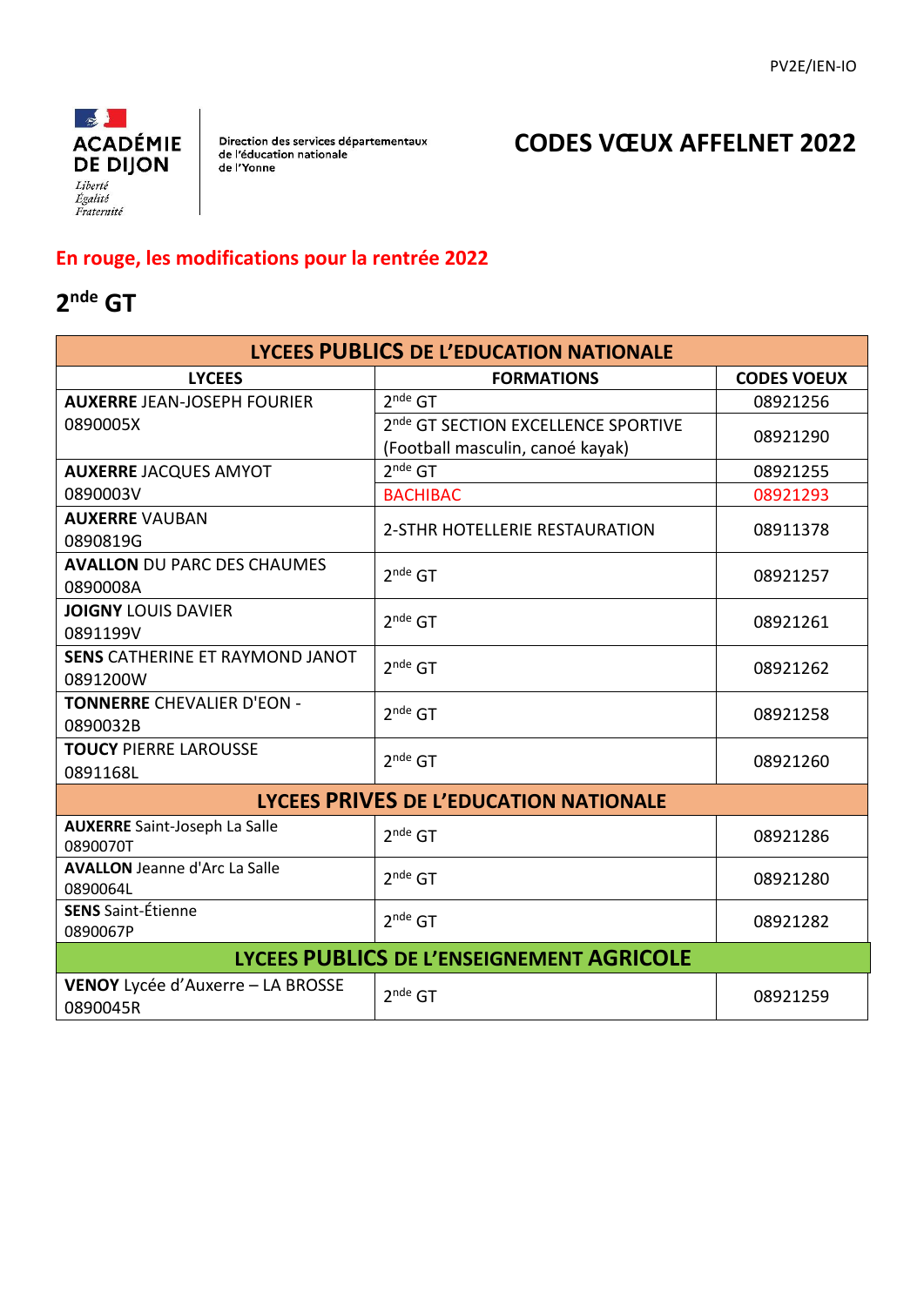PV2E/IEN-IO

ACADÉMIE DE DIJON

*Liberté Égalité Fraternité*

Direction des services départementaux de l'éducation nationale de l'Yonne

# CODES VŒUX AFFELNET 2022

**En rouge, les modifications pour la rentrée 2022**

## 2nde GT

| LYCEES PUBLICS DE L'EDUCATION NATIONALE | | |
|---|---|---|
| **LYCEES** | **FORMATIONS** | **CODES VOEUX** |
| **AUXERRE** JEAN-JOSEPH FOURIER 0890005X | 2nde GT | 08921256 |
| | 2nde GT SECTION EXCELLENCE SPORTIVE (Football masculin, canoé kayak) | 08921290 |
| **AUXERRE** JACQUES AMYOT 0890003V | 2nde GT | 08921255 |
| | BACHIBAC | 08921293 |
| **AUXERRE** VAUBAN 0890819G | 2-STHR HOTELLERIE RESTAURATION | 08911378 |
| **AVALLON** DU PARC DES CHAUMES 0890008A | 2nde GT | 08921257 |
| **JOIGNY** LOUIS DAVIER 0891199V | 2nde GT | 08921261 |
| **SENS** CATHERINE ET RAYMOND JANOT 0891200W | 2nde GT | 08921262 |
| **TONNERRE** CHEVALIER D'EON - 0890032B | 2nde GT | 08921258 |
| **TOUCY** PIERRE LAROUSSE 0891168L | 2nde GT | 08921260 |
| **LYCEES PRIVES DE L'EDUCATION NATIONALE** | | |
| **AUXERRE** Saint-Joseph La Salle 0890070T | 2nde GT | 08921286 |
| **AVALLON** Jeanne d'Arc La Salle 0890064L | 2nde GT | 08921280 |
| **SENS** Saint-Étienne 0890067P | 2nde GT | 08921282 |
| **LYCEES PUBLICS DE L'ENSEIGNEMENT AGRICOLE** | | |
| **VENOY** Lycée d'Auxerre – LA BROSSE 0890045R | 2nde GT | 08921259 |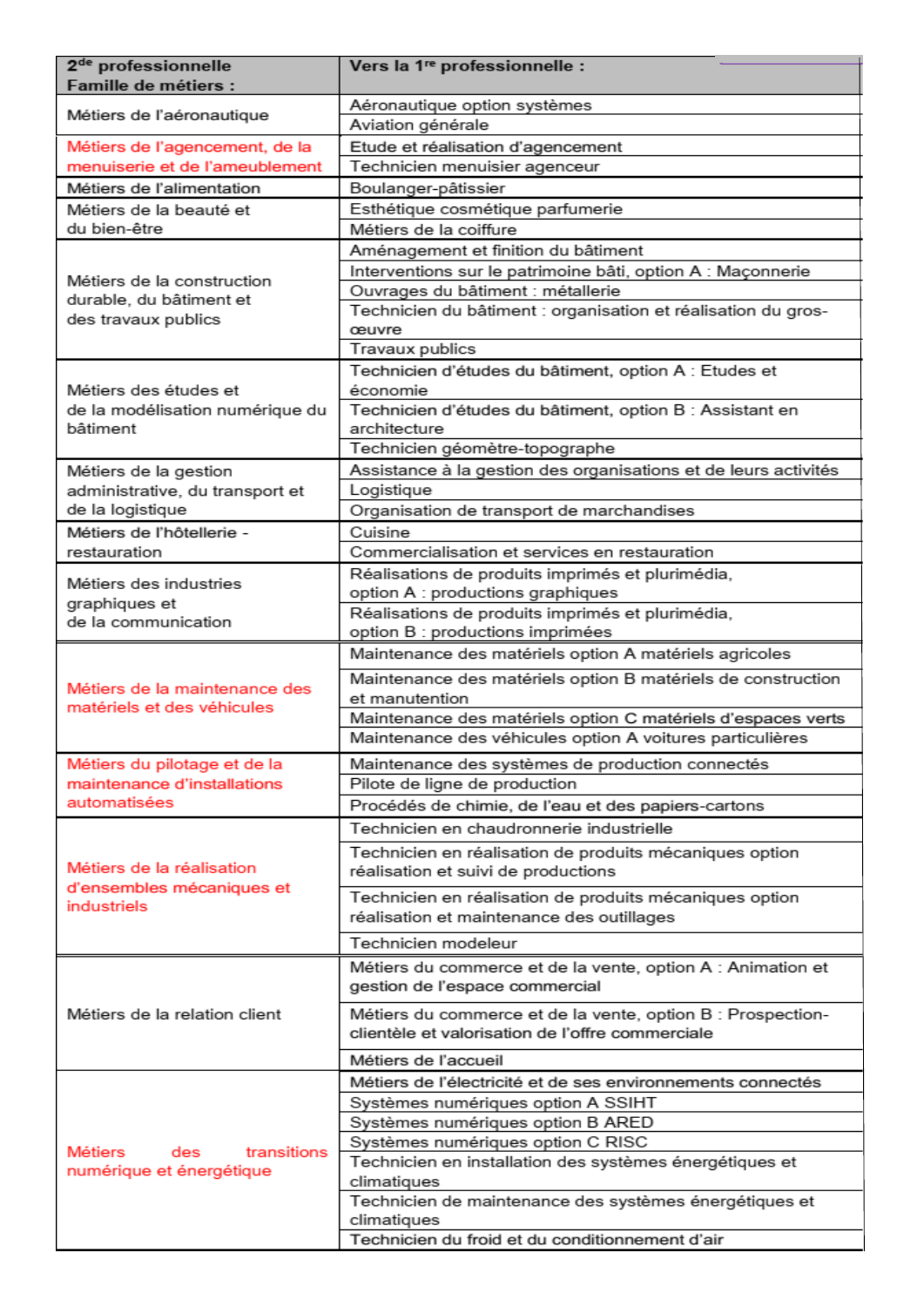| 2de professionnelle Famille de métiers : | Vers la 1re professionnelle : |
| --- | --- |
| Métiers de l'aéronautique | Aéronautique option systèmes |
| | Aviation générale |
| Métiers de l'agencement, de la menuiserie et de l'ameublement | Etude et réalisation d'agencement |
| | Technicien menuisier agenceur |
| Métiers de l'alimentation | Boulanger-pâtissier |
| Métiers de la beauté et du bien-être | Esthétique cosmétique parfumerie |
| | Métiers de la coiffure |
| Métiers de la construction durable, du bâtiment et des travaux publics | Aménagement et finition du bâtiment |
| | Interventions sur le patrimoine bâti, option A : Maçonnerie |
| | Ouvrages du bâtiment : métallerie |
| | Technicien du bâtiment : organisation et réalisation du gros-œuvre |
| | Travaux publics |
| Métiers des études et de la modélisation numérique du bâtiment | Technicien d'études du bâtiment, option A : Etudes et économie |
| | Technicien d'études du bâtiment, option B : Assistant en architecture |
| | Technicien géomètre-topographe |
| Métiers de la gestion administrative, du transport et de la logistique | Assistance à la gestion des organisations et de leurs activités |
| | Logistique |
| | Organisation de transport de marchandises |
| Métiers de l'hôtellerie - restauration | Cuisine |
| | Commercialisation et services en restauration |
| Métiers des industries graphiques et de la communication | Réalisations de produits imprimés et plurimédia, option A : productions graphiques |
| | Réalisations de produits imprimés et plurimédia, option B : productions imprimées |
| Métiers de la maintenance des matériels et des véhicules | Maintenance des matériels option A matériels agricoles |
| | Maintenance des matériels option B matériels de construction et manutention |
| | Maintenance des matériels option C matériels d'espaces verts |
| | Maintenance des véhicules option A voitures particulières |
| Métiers du pilotage et de la maintenance d'installations automatisées | Maintenance des systèmes de production connectés |
| | Pilote de ligne de production |
| | Procédés de chimie, de l'eau et des papiers-cartons |
| Métiers de la réalisation d'ensembles mécaniques et industriels | Technicien en chaudronnerie industrielle |
| | Technicien en réalisation de produits mécaniques option réalisation et suivi de productions |
| | Technicien en réalisation de produits mécaniques option réalisation et maintenance des outillages |
| | Technicien modeleur |
| Métiers de la relation client | Métiers du commerce et de la vente, option A : Animation et gestion de l'espace commercial |
| | Métiers du commerce et de la vente, option B : Prospection-clientèle et valorisation de l'offre commerciale |
| | Métiers de l'accueil |
| Métiers des transitions numérique et énergétique | Métiers de l'électricité et de ses environnements connectés |
| | Systèmes numériques option A SSIHT |
| | Systèmes numériques option B ARED |
| | Systèmes numériques option C RISC |
| | Technicien en installation des systèmes énergétiques et climatiques |
| | Technicien de maintenance des systèmes énergétiques et climatiques |
| | Technicien du froid et du conditionnement d'air |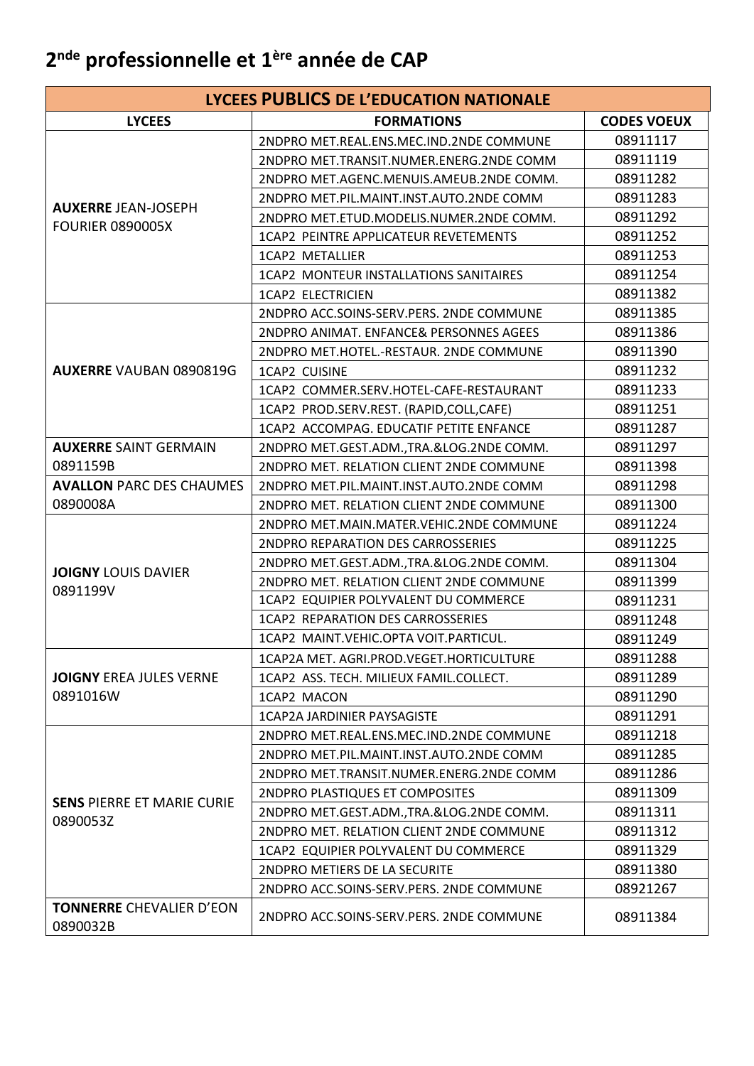## 2nde professionnelle et 1ère année de CAP

| LYCEES PUBLICS DE L'EDUCATION NATIONALE | | |
|---|---|---|
| **LYCEES** | **FORMATIONS** | **CODES VOEUX** |
| **AUXERRE** JEAN-JOSEPH FOURIER 0890005X | 2NDPRO MET.REAL.ENS.MEC.IND.2NDE COMMUNE | 08911117 |
| | 2NDPRO MET.TRANSIT.NUMER.ENERG.2NDE COMM | 08911119 |
| | 2NDPRO MET.AGENC.MENUIS.AMEUB.2NDE COMM. | 08911282 |
| | 2NDPRO MET.PIL.MAINT.INST.AUTO.2NDE COMM | 08911283 |
| | 2NDPRO MET.ETUD.MODELIS.NUMER.2NDE COMM. | 08911292 |
| | 1CAP2 PEINTRE APPLICATEUR REVETEMENTS | 08911252 |
| | 1CAP2 METALLIER | 08911253 |
| | 1CAP2 MONTEUR INSTALLATIONS SANITAIRES | 08911254 |
| | 1CAP2 ELECTRICIEN | 08911382 |
| **AUXERRE** VAUBAN 0890819G | 2NDPRO ACC.SOINS-SERV.PERS. 2NDE COMMUNE | 08911385 |
| | 2NDPRO ANIMAT. ENFANCE& PERSONNES AGEES | 08911386 |
| | 2NDPRO MET.HOTEL.-RESTAUR. 2NDE COMMUNE | 08911390 |
| | 1CAP2 CUISINE | 08911232 |
| | 1CAP2 COMMER.SERV.HOTEL-CAFE-RESTAURANT | 08911233 |
| | 1CAP2 PROD.SERV.REST. (RAPID,COLL,CAFE) | 08911251 |
| | 1CAP2 ACCOMPAG. EDUCATIF PETITE ENFANCE | 08911287 |
| **AUXERRE** SAINT GERMAIN 0891159B | 2NDPRO MET.GEST.ADM.,TRA.&LOG.2NDE COMM. | 08911297 |
| | 2NDPRO MET. RELATION CLIENT 2NDE COMMUNE | 08911398 |
| **AVALLON** PARC DES CHAUMES 0890008A | 2NDPRO MET.PIL.MAINT.INST.AUTO.2NDE COMM | 08911298 |
| | 2NDPRO MET. RELATION CLIENT 2NDE COMMUNE | 08911300 |
| **JOIGNY** LOUIS DAVIER 0891199V | 2NDPRO MET.MAIN.MATER.VEHIC.2NDE COMMUNE | 08911224 |
| | 2NDPRO REPARATION DES CARROSSERIES | 08911225 |
| | 2NDPRO MET.GEST.ADM.,TRA.&LOG.2NDE COMM. | 08911304 |
| | 2NDPRO MET. RELATION CLIENT 2NDE COMMUNE | 08911399 |
| | 1CAP2 EQUIPIER POLYVALENT DU COMMERCE | 08911231 |
| | 1CAP2 REPARATION DES CARROSSERIES | 08911248 |
| | 1CAP2 MAINT.VEHIC.OPTA VOIT.PARTICUL. | 08911249 |
| **JOIGNY** EREA JULES VERNE 0891016W | 1CAP2A MET. AGRI.PROD.VEGET.HORTICULTURE | 08911288 |
| | 1CAP2 ASS. TECH. MILIEUX FAMIL.COLLECT. | 08911289 |
| | 1CAP2 MACON | 08911290 |
| | 1CAP2A JARDINIER PAYSAGISTE | 08911291 |
| **SENS** PIERRE ET MARIE CURIE 0890053Z | 2NDPRO MET.REAL.ENS.MEC.IND.2NDE COMMUNE | 08911218 |
| | 2NDPRO MET.PIL.MAINT.INST.AUTO.2NDE COMM | 08911285 |
| | 2NDPRO MET.TRANSIT.NUMER.ENERG.2NDE COMM | 08911286 |
| | 2NDPRO PLASTIQUES ET COMPOSITES | 08911309 |
| | 2NDPRO MET.GEST.ADM.,TRA.&LOG.2NDE COMM. | 08911311 |
| | 2NDPRO MET. RELATION CLIENT 2NDE COMMUNE | 08911312 |
| | 1CAP2 EQUIPIER POLYVALENT DU COMMERCE | 08911329 |
| | 2NDPRO METIERS DE LA SECURITE | 08911380 |
| | 2NDPRO ACC.SOINS-SERV.PERS. 2NDE COMMUNE | 08921267 |
| **TONNERRE** CHEVALIER D'EON 0890032B | 2NDPRO ACC.SOINS-SERV.PERS. 2NDE COMMUNE | 08911384 |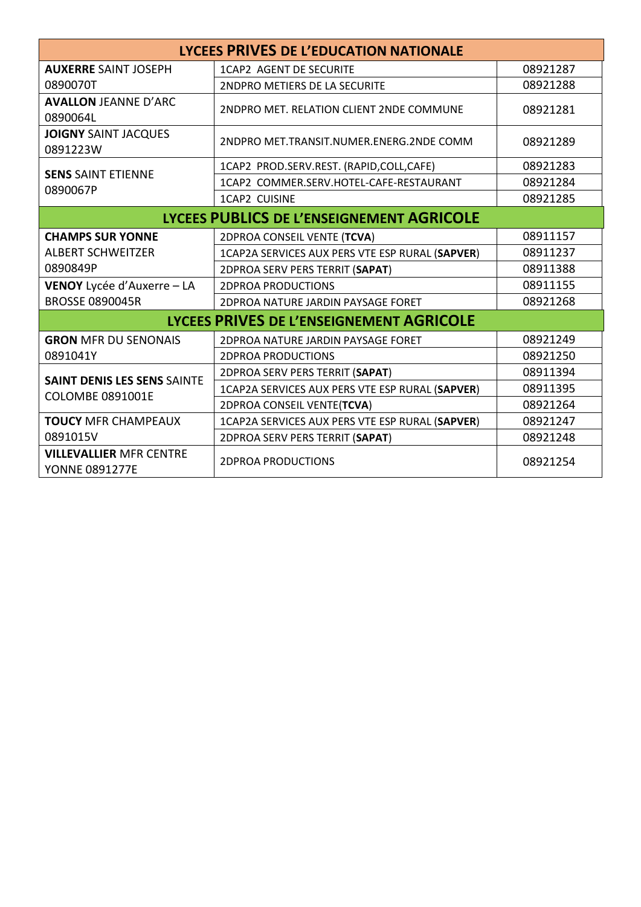| LYCEES **PRIVES** DE L'EDUCATION NATIONALE | | |
|---|---|---|
| **AUXERRE** SAINT JOSEPH 0890070T | 1CAP2 AGENT DE SECURITE | 08921287 |
| | 2NDPRO METIERS DE LA SECURITE | 08921288 |
| **AVALLON** JEANNE D'ARC 0890064L | 2NDPRO MET. RELATION CLIENT 2NDE COMMUNE | 08921281 |
| **JOIGNY** SAINT JACQUES 0891223W | 2NDPRO MET.TRANSIT.NUMER.ENERG.2NDE COMM | 08921289 |
| **SENS** SAINT ETIENNE 0890067P | 1CAP2 PROD.SERV.REST. (RAPID,COLL,CAFE) | 08921283 |
| | 1CAP2 COMMER.SERV.HOTEL-CAFE-RESTAURANT | 08921284 |
| | 1CAP2 CUISINE | 08921285 |
| LYCEES **PUBLICS** DE L'ENSEIGNEMENT **AGRICOLE** | | |
| **CHAMPS SUR YONNE** ALBERT SCHWEITZER 0890849P | 2DPROA CONSEIL VENTE (**TCVA**) | 08911157 |
| | 1CAP2A SERVICES AUX PERS VTE ESP RURAL (**SAPVER**) | 08911237 |
| | 2DPROA SERV PERS TERRIT (**SAPAT**) | 08911388 |
| **VENOY** Lycée d'Auxerre – LA BROSSE 0890045R | 2DPROA PRODUCTIONS | 08911155 |
| | 2DPROA NATURE JARDIN PAYSAGE FORET | 08921268 |
| LYCEES **PRIVES** DE L'ENSEIGNEMENT **AGRICOLE** | | |
| **GRON** MFR DU SENONAIS 0891041Y | 2DPROA NATURE JARDIN PAYSAGE FORET | 08921249 |
| | 2DPROA PRODUCTIONS | 08921250 |
| **SAINT DENIS LES SENS** SAINTE COLOMBE 0891001E | 2DPROA SERV PERS TERRIT (**SAPAT**) | 08911394 |
| | 1CAP2A SERVICES AUX PERS VTE ESP RURAL (**SAPVER**) | 08911395 |
| | 2DPROA CONSEIL VENTE(**TCVA**) | 08921264 |
| **TOUCY** MFR CHAMPEAUX 0891015V | 1CAP2A SERVICES AUX PERS VTE ESP RURAL (**SAPVER**) | 08921247 |
| | 2DPROA SERV PERS TERRIT (**SAPAT**) | 08921248 |
| **VILLEVALLIER** MFR CENTRE YONNE 0891277E | 2DPROA PRODUCTIONS | 08921254 |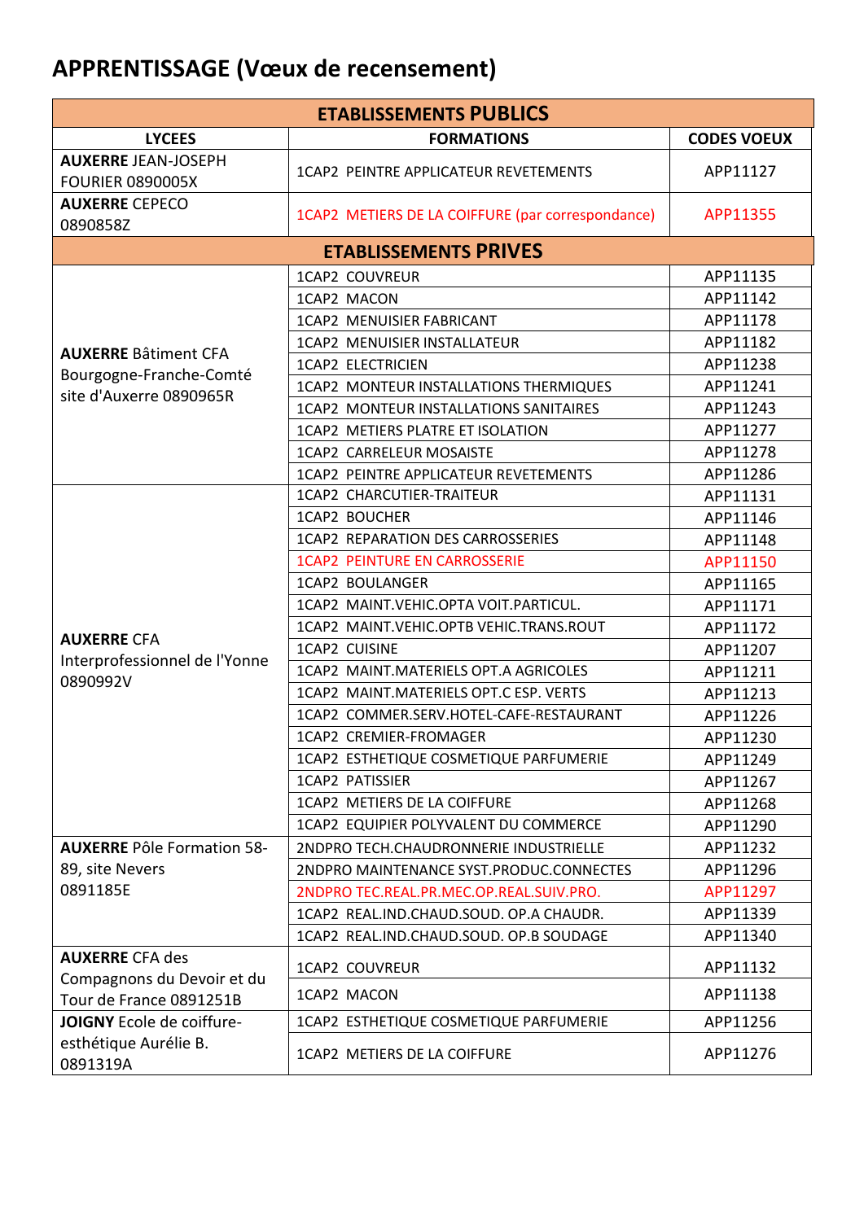# APPRENTISSAGE (Vœux de recensement)

| ETABLISSEMENTS PUBLICS | | |
|---|---|---|
| **LYCEES** | **FORMATIONS** | **CODES VOEUX** |
| **AUXERRE** JEAN-JOSEPH FOURIER 0890005X | 1CAP2 PEINTRE APPLICATEUR REVETEMENTS | APP11127 |
| **AUXERRE** CEPECO 0890858Z | 1CAP2 METIERS DE LA COIFFURE (par correspondance) | APP11355 |
| **ETABLISSEMENTS PRIVES** | | |
| **AUXERRE** Bâtiment CFA Bourgogne-Franche-Comté site d'Auxerre 0890965R | 1CAP2 COUVREUR | APP11135 |
| | 1CAP2 MACON | APP11142 |
| | 1CAP2 MENUISIER FABRICANT | APP11178 |
| | 1CAP2 MENUISIER INSTALLATEUR | APP11182 |
| | 1CAP2 ELECTRICIEN | APP11238 |
| | 1CAP2 MONTEUR INSTALLATIONS THERMIQUES | APP11241 |
| | 1CAP2 MONTEUR INSTALLATIONS SANITAIRES | APP11243 |
| | 1CAP2 METIERS PLATRE ET ISOLATION | APP11277 |
| | 1CAP2 CARRELEUR MOSAISTE | APP11278 |
| | 1CAP2 PEINTRE APPLICATEUR REVETEMENTS | APP11286 |
| **AUXERRE** CFA Interprofessionnel de l'Yonne 0890992V | 1CAP2 CHARCUTIER-TRAITEUR | APP11131 |
| | 1CAP2 BOUCHER | APP11146 |
| | 1CAP2 REPARATION DES CARROSSERIES | APP11148 |
| | 1CAP2 PEINTURE EN CARROSSERIE | APP11150 |
| | 1CAP2 BOULANGER | APP11165 |
| | 1CAP2 MAINT.VEHIC.OPTA VOIT.PARTICUL. | APP11171 |
| | 1CAP2 MAINT.VEHIC.OPTB VEHIC.TRANS.ROUT | APP11172 |
| | 1CAP2 CUISINE | APP11207 |
| | 1CAP2 MAINT.MATERIELS OPT.A AGRICOLES | APP11211 |
| | 1CAP2 MAINT.MATERIELS OPT.C ESP. VERTS | APP11213 |
| | 1CAP2 COMMER.SERV.HOTEL-CAFE-RESTAURANT | APP11226 |
| | 1CAP2 CREMIER-FROMAGER | APP11230 |
| | 1CAP2 ESTHETIQUE COSMETIQUE PARFUMERIE | APP11249 |
| | 1CAP2 PATISSIER | APP11267 |
| | 1CAP2 METIERS DE LA COIFFURE | APP11268 |
| | 1CAP2 EQUIPIER POLYVALENT DU COMMERCE | APP11290 |
| **AUXERRE** Pôle Formation 58-89, site Nevers 0891185E | 2NDPRO TECH.CHAUDRONNERIE INDUSTRIELLE | APP11232 |
| | 2NDPRO MAINTENANCE SYST.PRODUC.CONNECTES | APP11296 |
| | 2NDPRO TEC.REAL.PR.MEC.OP.REAL.SUIV.PRO. | APP11297 |
| | 1CAP2 REAL.IND.CHAUD.SOUD. OP.A CHAUDR. | APP11339 |
| | 1CAP2 REAL.IND.CHAUD.SOUD. OP.B SOUDAGE | APP11340 |
| **AUXERRE** CFA des Compagnons du Devoir et du Tour de France 0891251B | 1CAP2 COUVREUR | APP11132 |
| | 1CAP2 MACON | APP11138 |
| **JOIGNY** Ecole de coiffure-esthétique Aurélie B. 0891319A | 1CAP2 ESTHETIQUE COSMETIQUE PARFUMERIE | APP11256 |
| | 1CAP2 METIERS DE LA COIFFURE | APP11276 |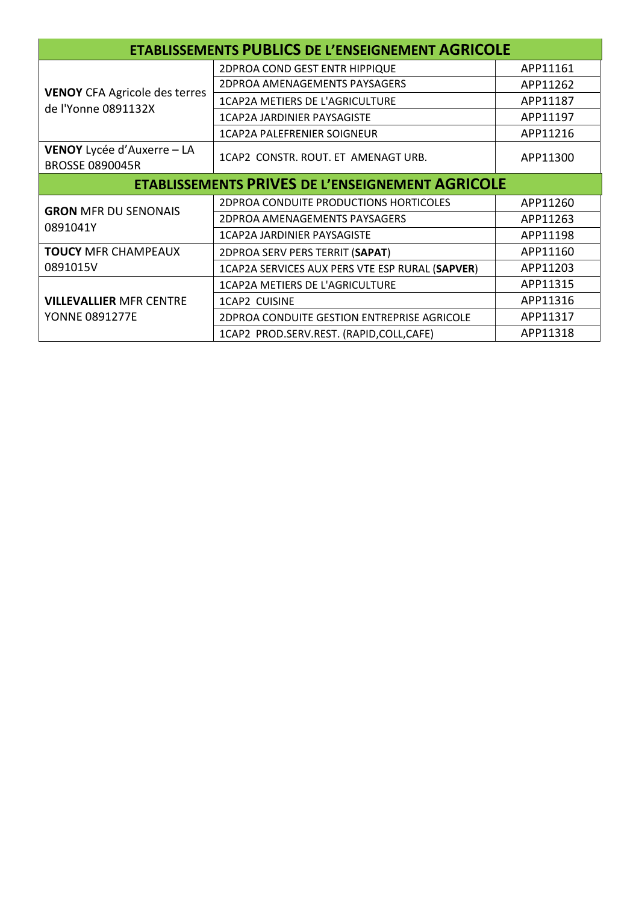| ETABLISSEMENTS PUBLICS DE L'ENSEIGNEMENT AGRICOLE | | |
|---|---|---|
| **VENOY** CFA Agricole des terres de l'Yonne 0891132X | 2DPROA COND GEST ENTR HIPPIQUE | APP11161 |
| | 2DPROA AMENAGEMENTS PAYSAGERS | APP11262 |
| | 1CAP2A METIERS DE L'AGRICULTURE | APP11187 |
| | 1CAP2A JARDINIER PAYSAGISTE | APP11197 |
| | 1CAP2A PALEFRENIER SOIGNEUR | APP11216 |
| **VENOY** Lycée d'Auxerre – LA BROSSE 0890045R | 1CAP2 CONSTR. ROUT. ET AMENAGT URB. | APP11300 |
| **ETABLISSEMENTS PRIVES DE L'ENSEIGNEMENT AGRICOLE** | | |
| **GRON** MFR DU SENONAIS 0891041Y | 2DPROA CONDUITE PRODUCTIONS HORTICOLES | APP11260 |
| | 2DPROA AMENAGEMENTS PAYSAGERS | APP11263 |
| | 1CAP2A JARDINIER PAYSAGISTE | APP11198 |
| **TOUCY** MFR CHAMPEAUX 0891015V | 2DPROA SERV PERS TERRIT (**SAPAT**) | APP11160 |
| | 1CAP2A SERVICES AUX PERS VTE ESP RURAL (**SAPVER**) | APP11203 |
| **VILLEVALLIER** MFR CENTRE YONNE 0891277E | 1CAP2A METIERS DE L'AGRICULTURE | APP11315 |
| | 1CAP2 CUISINE | APP11316 |
| | 2DPROA CONDUITE GESTION ENTREPRISE AGRICOLE | APP11317 |
| | 1CAP2 PROD.SERV.REST. (RAPID,COLL,CAFE) | APP11318 |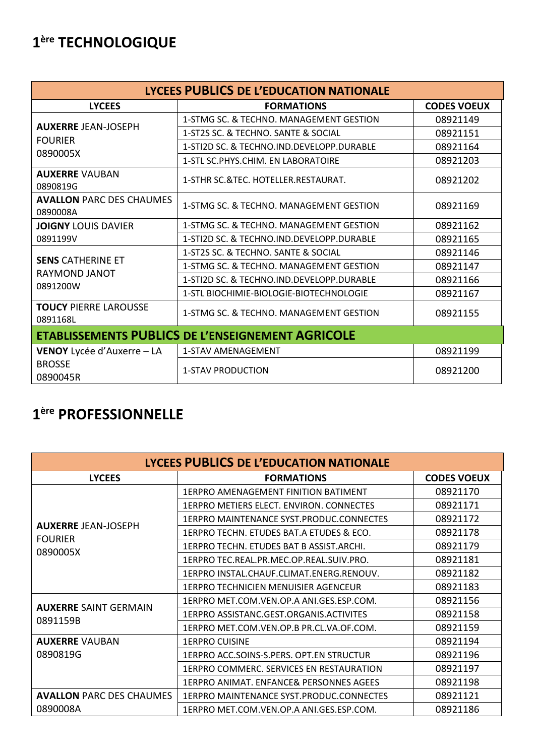# 1[ère] TECHNOLOGIQUE

| LYCEES | FORMATIONS | CODES VOEUX |
|---|---|---|
| **LYCEES PUBLICS DE L'EDUCATION NATIONALE** | | |
| **AUXERRE** JEAN-JOSEPH FOURIER 0890005X | 1-STMG SC. & TECHNO. MANAGEMENT GESTION | 08921149 |
| | 1-ST2S SC. & TECHNO. SANTE & SOCIAL | 08921151 |
| | 1-STI2D SC. & TECHNO.IND.DEVELOPP.DURABLE | 08921164 |
| | 1-STL SC.PHYS.CHIM. EN LABORATOIRE | 08921203 |
| **AUXERRE** VAUBAN 0890819G | 1-STHR SC.&TEC. HOTELLER.RESTAURAT. | 08921202 |
| **AVALLON** PARC DES CHAUMES 0890008A | 1-STMG SC. & TECHNO. MANAGEMENT GESTION | 08921169 |
| **JOIGNY** LOUIS DAVIER 0891199V | 1-STMG SC. & TECHNO. MANAGEMENT GESTION | 08921162 |
| | 1-STI2D SC. & TECHNO.IND.DEVELOPP.DURABLE | 08921165 |
| **SENS** CATHERINE ET RAYMOND JANOT 0891200W | 1-ST2S SC. & TECHNO. SANTE & SOCIAL | 08921146 |
| | 1-STMG SC. & TECHNO. MANAGEMENT GESTION | 08921147 |
| | 1-STI2D SC. & TECHNO.IND.DEVELOPP.DURABLE | 08921166 |
| | 1-STL BIOCHIMIE-BIOLOGIE-BIOTECHNOLOGIE | 08921167 |
| **TOUCY** PIERRE LAROUSSE 0891168L | 1-STMG SC. & TECHNO. MANAGEMENT GESTION | 08921155 |
| **ETABLISSEMENTS PUBLICS DE L'ENSEIGNEMENT AGRICOLE** | | |
| **VENOY** Lycée d'Auxerre – LA BROSSE 0890045R | 1-STAV AMENAGEMENT | 08921199 |
| | 1-STAV PRODUCTION | 08921200 |

# 1[ère] PROFESSIONNELLE

| LYCEES | FORMATIONS | CODES VOEUX |
|---|---|---|
| **LYCEES PUBLICS DE L'EDUCATION NATIONALE** | | |
| **AUXERRE** JEAN-JOSEPH FOURIER 0890005X | 1ERPRO AMENAGEMENT FINITION BATIMENT | 08921170 |
| | 1ERPRO METIERS ELECT. ENVIRON. CONNECTES | 08921171 |
| | 1ERPRO MAINTENANCE SYST.PRODUC.CONNECTES | 08921172 |
| | 1ERPRO TECHN. ETUDES BAT.A ETUDES & ECO. | 08921178 |
| | 1ERPRO TECHN. ETUDES BAT B ASSIST.ARCHI. | 08921179 |
| | 1ERPRO TEC.REAL.PR.MEC.OP.REAL.SUIV.PRO. | 08921181 |
| | 1ERPRO INSTAL.CHAUF.CLIMAT.ENERG.RENOUV. | 08921182 |
| | 1ERPRO TECHNICIEN MENUISIER AGENCEUR | 08921183 |
| **AUXERRE** SAINT GERMAIN 0891159B | 1ERPRO MET.COM.VEN.OP.A ANI.GES.ESP.COM. | 08921156 |
| | 1ERPRO ASSISTANC.GEST.ORGANIS.ACTIVITES | 08921158 |
| | 1ERPRO MET.COM.VEN.OP.B PR.CL.VA.OF.COM. | 08921159 |
| **AUXERRE** VAUBAN 0890819G | 1ERPRO CUISINE | 08921194 |
| | 1ERPRO ACC.SOINS-S.PERS. OPT.EN STRUCTUR | 08921196 |
| | 1ERPRO COMMERC. SERVICES EN RESTAURATION | 08921197 |
| | 1ERPRO ANIMAT. ENFANCE& PERSONNES AGEES | 08921198 |
| **AVALLON** PARC DES CHAUMES 0890008A | 1ERPRO MAINTENANCE SYST.PRODUC.CONNECTES | 08921121 |
| | 1ERPRO MET.COM.VEN.OP.A ANI.GES.ESP.COM. | 08921186 |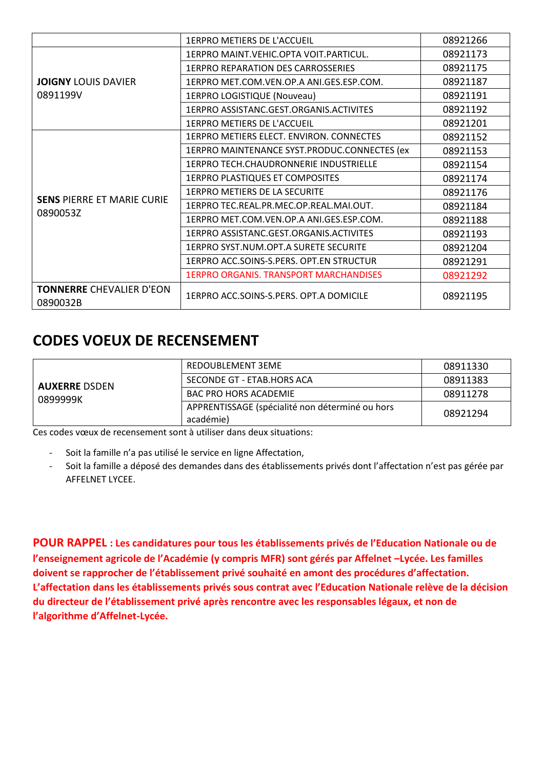| | | |
|---|---|---|
| | 1ERPRO METIERS DE L'ACCUEIL | 08921266 |
| **JOIGNY** LOUIS DAVIER 0891199V | 1ERPRO MAINT.VEHIC.OPTA VOIT.PARTICUL. | 08921173 |
| | 1ERPRO REPARATION DES CARROSSERIES | 08921175 |
| | 1ERPRO MET.COM.VEN.OP.A ANI.GES.ESP.COM. | 08921187 |
| | 1ERPRO LOGISTIQUE (Nouveau) | 08921191 |
| | 1ERPRO ASSISTANC.GEST.ORGANIS.ACTIVITES | 08921192 |
| | 1ERPRO METIERS DE L'ACCUEIL | 08921201 |
| **SENS** PIERRE ET MARIE CURIE 0890053Z | 1ERPRO METIERS ELECT. ENVIRON. CONNECTES | 08921152 |
| | 1ERPRO MAINTENANCE SYST.PRODUC.CONNECTES (ex | 08921153 |
| | 1ERPRO TECH.CHAUDRONNERIE INDUSTRIELLE | 08921154 |
| | 1ERPRO PLASTIQUES ET COMPOSITES | 08921174 |
| | 1ERPRO METIERS DE LA SECURITE | 08921176 |
| | 1ERPRO TEC.REAL.PR.MEC.OP.REAL.MAI.OUT. | 08921184 |
| | 1ERPRO MET.COM.VEN.OP.A ANI.GES.ESP.COM. | 08921188 |
| | 1ERPRO ASSISTANC.GEST.ORGANIS.ACTIVITES | 08921193 |
| | 1ERPRO SYST.NUM.OPT.A SURETE SECURITE | 08921204 |
| | 1ERPRO ACC.SOINS-S.PERS. OPT.EN STRUCTUR | 08921291 |
| | 1ERPRO ORGANIS. TRANSPORT MARCHANDISES | 08921292 |
| **TONNERRE** CHEVALIER D'EON 0890032B | 1ERPRO ACC.SOINS-S.PERS. OPT.A DOMICILE | 08921195 |

## CODES VOEUX DE RECENSEMENT

| | | |
|---|---|---|
| **AUXERRE** DSDEN 0899999K | REDOUBLEMENT 3EME | 08911330 |
| | SECONDE GT - ETAB.HORS ACA | 08911383 |
| | BAC PRO HORS ACADEMIE | 08911278 |
| | APPRENTISSAGE (spécialité non déterminé ou hors académie) | 08921294 |

Ces codes vœux de recensement sont à utiliser dans deux situations:

- Soit la famille n'a pas utilisé le service en ligne Affectation,
- Soit la famille a déposé des demandes dans des établissements privés dont l'affectation n'est pas gérée par AFFELNET LYCEE.

**POUR RAPPEL : Les candidatures pour tous les établissements privés de l'Education Nationale ou de l'enseignement agricole de l'Académie (y compris MFR) sont gérés par Affelnet –Lycée. Les familles doivent se rapprocher de l'établissement privé souhaité en amont des procédures d'affectation. L'affectation dans les établissements privés sous contrat avec l'Education Nationale relève de la décision du directeur de l'établissement privé après rencontre avec les responsables légaux, et non de l'algorithme d'Affelnet-Lycée.**